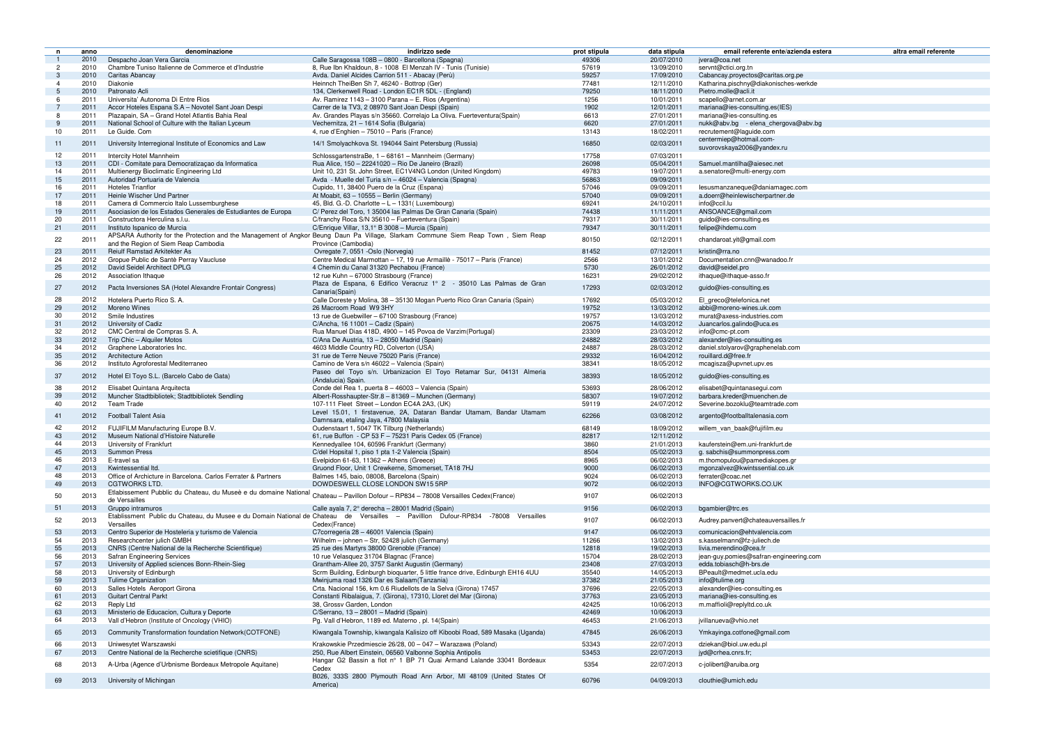| n | anno | denominazione | indirizzo sede | prot stipula | data stipula | email referente ente/azienda estera | altra email referente |
|---|---|---|---|---|---|---|---|
| 1 | 2010 | Despacho Joan Vera Garcia | Calle Saragossa 108B – 0800 - Barcellona (Spagna) | 49306 | 20/07/2010 | jvera@coa.net | |
| 2 | 2010 | Chambre Tuniso Italienne de Commerce et d'Industrie | 8, Rue Ibn Khaldoun, 8 - 1008 El Menzah IV - Tunis (Tunisie) | 57619 | 13/09/2010 | servnt@ctici.org.tn | |
| 3 | 2010 | Caritas Abancay | Avda. Daniel Alcides Carrion 511 - Abacay (Perù) | 59257 | 17/09/2010 | Cabancay.proyectos@caritas.org.pe | |
| 4 | 2010 | Diakonie | Heinnch TheiBen Sh 7, 46240 - Bottrop (Ger) | 77481 | 12/11/2010 | Katharina.pischny@diakonisches-werkde | |
| 5 | 2010 | Patronato Acli | 134, Clerkenwell Road - London EC1R 5DL - (England) | 79250 | 18/11/2010 | Pietro.molle@acli.it | |
| 6 | 2011 | Universita' Autonoma Di Entre Rios | Av. Ramirez 1143 – 3100 Parana – E. Rios (Argentina) | 1256 | 10/01/2011 | scapello@arnet.com.ar | |
| 7 | 2011 | Accor Hoteles Espana S.A – Novotel Sant Joan Despi | Carrer de la TV3, 2 08970 Sant Joan Despi (Spain) | 1902 | 12/01/2011 | mariana@ies-consulting.es(IES) | |
| 8 | 2011 | Plazapain, SA – Grand Hotel Atlantis Bahia Real | Av. Grandes Playas s/n 35660. Correlajo La Oliva. Fuerteventura(Spain) | 6613 | 27/01/2011 | mariana@ies-consulting.es | |
| 9 | 2011 | National School of Culture with the Italian Lyceum | Vechernitza, 21 – 1614 Sofia (Bulgaria) | 6620 | 27/01/2011 | nukk@abv.bg - elena_chergova@abv.bg | |
| 10 | 2011 | Le Guide. Com | 4, rue d'Enghien – 75010 – Paris (France) | 13143 | 18/02/2011 | recrutement@laguide.com | |
| 11 | 2011 | University Interregional Institute of Economics and Law | 14/1 Smolyachkova St. 194044 Saint Petersburg (Russia) | 16850 | 02/03/2011 | centermiep@hotmail.com-suvorovskaya2006@yandex.ru | |
| 12 | 2011 | Intercity Hotel Mannheim | SchlossgartenstraBe, 1 – 68161 – Mannheim (Germany) | 17758 | 07/03/2011 | | |
| 13 | 2011 | CDI - Comitate para Democratizaçao da Informatica | Rua Alice, 150 – 22241020 – Rio De Janeiro (Brazil) | 26098 | 05/04/2011 | Samuel.mantilha@aiesec.net | |
| 14 | 2011 | Multienergy Bioclimatic Engineering Ltd | Unit 10, 231 St. John Street, EC1V4NG London (United Kingdom) | 49783 | 19/07/2011 | a.senatore@multi-energy.com | |
| 15 | 2011 | Autoridad Portuaria de Valencia | Avda - Muelle del Turia s/n – 46024 – Valencia (Spagna) | 56863 | 09/09/2011 | | |
| 16 | 2011 | Hoteles Trianflor | Cupido, 11, 38400 Puero de la Cruz (Espana) | 57046 | 09/09/2011 | lesusmanzaneque@daniamagec.com | |
| 17 | 2011 | Heinle Wischer Und Partner | At Moabit, 63 – 10555 – Berlin (Germany) | 57040 | 09/09/2011 | a.doerr@heinlewischerpartner.de | |
| 18 | 2011 | Camera di Commercio Italo Lussemburghese | 45, Bld. G.-D. Charlotte – L – 1331( Luxembourg) | 69241 | 24/10/2011 | info@ccil.lu | |
| 19 | 2011 | Asociasion de los Estados Generales de Estudiantes de Europa | C/ Perez del Toro, 1 35004 las Palmas de Gran Canaria (Spain) | 74438 | 11/11/2011 | ANSOANCE@gmail.com | |
| 20 | 2011 | Constructora Herculina s.l.u. | C/franchy Roca S/N 35610 – Fuerteventura (Spain) | 79317 | 30/11/2011 | guido@ies-consulting.es | |
| 21 | 2011 | Instituto Ispanico de Murcia | C/Enrique Villar, 13,1° B 3008 – Murcia (Spain) | 79347 | 30/11/2011 | felipe@ihdemu.com | |
| 22 | 2011 | APSARA Authority for the Protection and the Management of Angkor and the Region of Siem Reap Cambodia | Beung Daun Pa Village, Slarkam Commune Siem Reap Town , Siem Reap Province (Cambodia) | 80150 | 02/12/2011 | chandaroat.yit@gmail.com | |
| 23 | 2011 | Reiulf Ramstad Arkitekter As | Ovregate 7, 0551 -Oslo (Norvegia) | 81452 | 07/12/2011 | kristin@rra.no | |
| 24 | 2012 | Gropue Public de Santè Perray Vaucluse | Centre Medical Marmottan – 17, 19 rue Armaillè - 75017 – Paris (France) | 2566 | 13/01/2012 | Documentation.cnn@wanadoo.fr | |
| 25 | 2012 | David Seidel Architect DPLG | 4 Chemin du Canal 31320 Pechabou (France) | 5730 | 26/01/2012 | david@seidel.pro | |
| 26 | 2012 | Association Ithaque | 12 rue Kuhn – 67000 Strasbourg (France) | 16231 | 29/02/2012 | ithaque@ithaque-asso.fr | |
| 27 | 2012 | Pacta Inversiones SA (Hotel Alexandre Frontair Congress) | Plaza de Espana, 6 Edifico Veracruz 1° 2 - 35010 Las Palmas de Gran Canaria(Spain) | 17293 | 02/03/2012 | guido@ies-consulting.es | |
| 28 | 2012 | Hotelera Puerto Rico S. A. | Calle Doreste y Molina, 38 – 35130 Mogan Puerto Rico Gran Canaria (Spain) | 17692 | 05/03/2012 | El_greco@telefonica.net | |
| 29 | 2012 | Moreno Wines | 26 Macroom Road W9 3HY | 19752 | 13/03/2012 | abbi@moreno-wines.uk.com | |
| 30 | 2012 | Smile Industires | 13 rue de Guebwiller – 67100 Strasbourg (France) | 19757 | 13/03/2012 | murat@axess-industries.com | |
| 31 | 2012 | University of Cadiz | C/Ancha, 16 11001 – Cadiz (Spain) | 20675 | 14/03/2012 | Juancarlos.galindo@uca.es | |
| 32 | 2012 | CMC Central de Compras S. A. | Rua Manuel Dias 418D, 4900 – 145 Povoa de Varzim(Portugal) | 23309 | 23/03/2012 | info@cmc-pt.com | |
| 33 | 2012 | Trip Chic – Alquiler Motos | C/Ana De Austria, 13 – 28050 Madrid (Spain) | 24882 | 28/03/2012 | alexander@ies-consulting.es | |
| 34 | 2012 | Graphene Laboratories Inc. | 4603 Middle Country RD, Colverton (USA) | 24887 | 28/03/2012 | daniel.stolyarov@graphenelab.com | |
| 35 | 2012 | Architecture Action | 31 rue de Terre Neuve 75020 Paris (France) | 29332 | 16/04/2012 | rouillard.d@free.fr | |
| 36 | 2012 | Instituto Agroforestal Mediterraneo | Camino de Vera s/n 46022 – Valencia (Spain) | 38341 | 18/05/2012 | mcagisza@upvnet.upv.es | |
| 37 | 2012 | Hotel El Toyo S.L. (Barcelo Cabo de Gata) | Paseo del Toyo s/n. Urbanizacion El Toyo Retamar Sur, 04131 Almeria (Andalucia) Spain. | 38393 | 18/05/2012 | guido@ies-consulting.es | |
| 38 | 2012 | Elisabet Quintana Arquitecta | Conde del Rea 1, puerta 8 – 46003 – Valencia (Spain) | 53693 | 28/06/2012 | elisabet@quintanasegui.com | |
| 39 | 2012 | Muncher Stadtbibliotek; Stadtbibliotek Sendling | Albert-Rosshaupter-Str.8 – 81369 – Munchen (Germany) | 58307 | 19/07/2012 | barbara.kreder@muenchen.de | |
| 40 | 2012 | Team Trade | 107-111 Fleet Street – London EC4A 2A3, (UK) | 59119 | 24/07/2012 | Severine.bozoklu@teamtrade.com | |
| 41 | 2012 | Football Talent Asia | Level 15.01, 1 firstavenue, 2A, Dataran Bandar Utamam, Bandar Utamam Damnsara, etaling Jaya, 47800 Malaysia | 62266 | 03/08/2012 | argento@footballtalenasia.com | |
| 42 | 2012 | FUJIFILM Manufacturing Europe B.V. | Oudenstaart 1, 5047 TK Tilburg (Netherlands) | 68149 | 18/09/2012 | willem_van_baak@fujifilm.eu | |
| 43 | 2012 | Museum National d'Histoire Naturelle | 61, rue Buffon - CP 53 F – 75231 Paris Cedex 05 (France) | 82817 | 12/11/2012 | | |
| 44 | 2013 | University of Frankfurt | Kennedyallee 104, 60596 Frankfurt (Germany) | 3860 | 21/01/2013 | kauferstein@em.uni-frankfurt.de | |
| 45 | 2013 | Summon Press | C/del Hopsital 1, piso 1 pta 1-2 Valencia (Spain) | 8504 | 05/02/2013 | g. sabchis@summonpress.com | |
| 46 | 2013 | E-travel sa | Evelpidon 61-63, 11362 – Athens (Greece) | 8965 | 06/02/2013 | m.thomopulou@pamediakopes.gr | |
| 47 | 2013 | Kwintessential ltd. | Gruond Floor, Unit 1 Crewkerne, Smomerset, TA18 7HJ | 9000 | 06/02/2013 | mgonzalvez@kwintsssential.co.uk | |
| 48 | 2013 | Office of Archicture in Barcelona. Carlos Ferrater & Partners | Balmes 145, baio, 08008, Barcelona (Spain) | 9024 | 06/02/2013 | ferrater@coac.net | |
| 49 | 2013 | CGTWORKS LTD. | DOWDESWELL CLOSE LONDON SW15 5RP | 9072 | 06/02/2013 | INFO@CGTWORKS.CO.UK | |
| 50 | 2013 | Etlabissement Pubblic du Chateau, du Museè e du domaine National de Versailles | Chateau – Pavillon Dofour – RP834 – 78008 Versailles Cedex(France) | 9107 | 06/02/2013 | | |
| 51 | 2013 | Gruppo intramuros | Calle ayala 7, 2° derecha – 28001 Madrid (Spain) | 9156 | 06/02/2013 | bgambier@trc.es | |
| 52 | 2013 | Etablissment Public du Chateau, du Musee e du Domain National de Versailles | Chateau de Versailles – Pavilllon Dufour-RP834 -78008 Versailles Cedex(France) | 9107 | 06/02/2013 | Audrey.panvert@chateauversailles.fr | |
| 53 | 2013 | Centro Superior de Hosteleria y turismo de Valencia | C7corregeria 28 – 46001 Valencia (Spain) | 9147 | 06/02/2013 | comunicacion@ehtvalencia.com | |
| 54 | 2013 | Researchcenter julich GMBH | Wilhelm – johnen – Str, 52428 julich (Germany) | 11266 | 13/02/2013 | s.kasselmann@fz-juliech.de | |
| 55 | 2013 | CNRS (Centre National de la Recherche Scientifique) | 25 rue des Martyrs 38000 Grenoble (France) | 12818 | 19/02/2013 | livia.merendino@cea.fr | |
| 56 | 2013 | Safran Engineering Services | 10 rue Velasquez 31704 Blagnac (France) | 15704 | 28/02/2013 | jean-guy.pomies@safran-engineering.com | |
| 57 | 2013 | University of Applied sciences Bonn-Rhein-Sieg | Grantham-Allee 20, 3757 Sankt Augustin (Germany) | 23408 | 27/03/2013 | edda.tobiasch@h-brs.de | |
| 58 | 2013 | University of Edinburgh | Scrm Building, Edinburgh bioquarter, 5 little france drive, Edinburgh EH16 4UU | 35540 | 14/05/2013 | BPeault@medmet.ucla.edu | |
| 59 | 2013 | Tulime Organization | Mwinjuma road 1326 Dar es Salaam(Tanzania) | 37382 | 21/05/2013 | info@tulime.org | |
| 60 | 2013 | Salles Hotels Aeroport Girona | Crta. Nacional 156, km 0.6 Riudellots de la Selva (Girona) 17457 | 37696 | 22/05/2013 | alexander@ies-consulting.es | |
| 61 | 2013 | Guitart Central Parkt | Constanti Ribalaigua, 7. (Girona), 17310, Lloret del Mar (Girona) | 37763 | 23/05/2013 | mariana@ies-consulting.es | |
| 62 | 2013 | Reply Ltd | 38, Grossv Garden, London | 42425 | 10/06/2013 | m.maffioli@replyltd.co.uk | |
| 63 | 2013 | Ministerio de Educacion, Cultura y Deporte | C/Serrano, 13 – 28001 – Madrid (Spain) | 42469 | 10/06/2013 | | |
| 64 | 2013 | Vall d'Hebron (Institute of Oncology (VHIO) | Pg. Vall d'Hebron, 1189 ed. Materno , pl. 14(Spain) | 46453 | 21/06/2013 | jvillanueva@vhio.net | |
| 65 | 2013 | Community Transformation foundation Network(COTFONE) | Kiwangala Township, kiwangala Kalisizo off Kiboobi Road, 589 Masaka (Uganda) | 47845 | 26/06/2013 | Ymkayinga.cotfone@gmail.com | |
| 66 | 2013 | Uniwesytet Warszawski | Krakowskie Przedmiescie 26/28, 00 – 047 – Warazawa (Poland) | 53343 | 22/07/2013 | dziekan@biol.uw.edu.pl | |
| 67 | 2013 | Centre National de la Recherche scietifique (CNRS) | 250, Rue Albert Einstein, 06560 Valbonne Sophia Antipolis | 53453 | 22/07/2013 | jyd@crhea.cnrs.fr; | |
| 68 | 2013 | A-Urba (Agence d'Urbnisme Bordeaux Metropole Aquitane) | Hangar G2 Bassin a flot n° 1 BP 71 Quai Armand Lalande 33041 Bordeaux Cedex | 5354 | 22/07/2013 | c-jolibert@aruiba.org | |
| 69 | 2013 | University of Michigan | B026, 333S 2800 Plymouth Road Ann Arbor, MI 48109 (United States Of America) | 60796 | 04/09/2013 | clouthie@umich.edu | |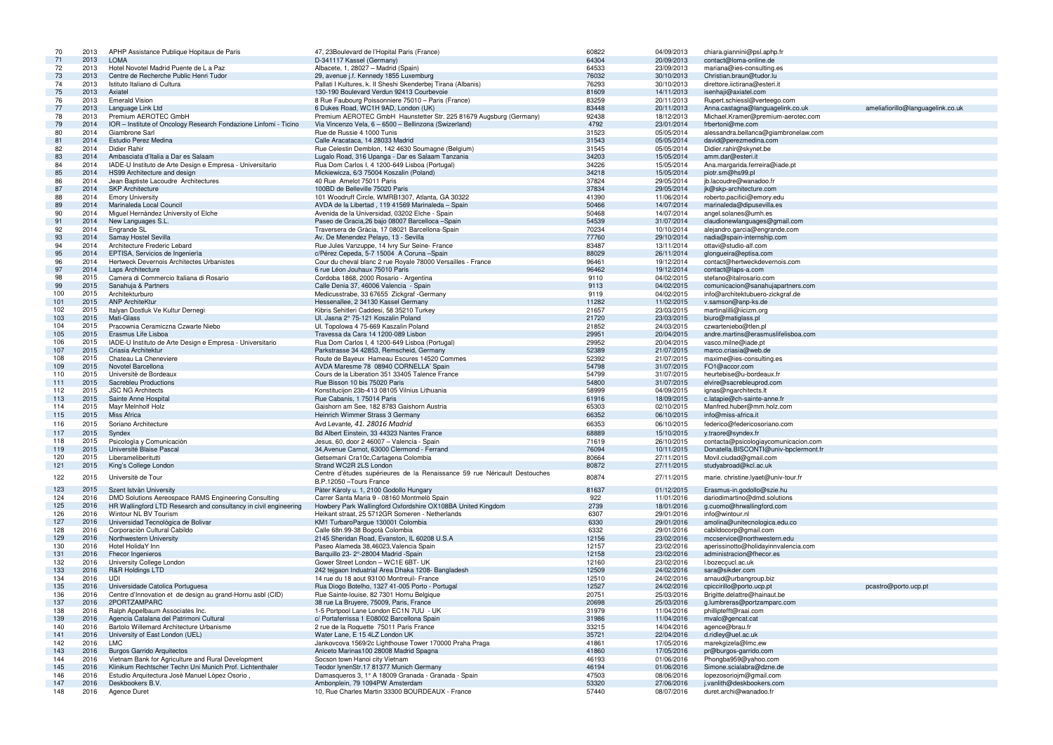| | | | | | | | |
|---|---|---|---|---|---|---|---|
| 70 | 2013 | APHP Assistance Publique Hopitaux de Paris | 47, 23Boulevard de l'Hopital Paris (France) | 60822 | 04/09/2013 | chiara.giannini@psl.aphp.fr | |
| 71 | 2013 | LOMA | D-341117 Kassel (Germany) | 64304 | 20/09/2013 | contact@loma-online.de | |
| 72 | 2013 | Hotel Novotel Madrid Puente de L a Paz | Albacete, 1, 28027 – Madrid (Spain) | 64533 | 23/09/2013 | mariana@ies-consulting.es | |
| 73 | 2013 | Centre de Recherche Public Henri Tudor | 29, avenue j.f. Kennedy 1855 Luxemburg | 76032 | 30/10/2013 | Christian.braun@tudor.lu | |
| 74 | 2013 | Istituto Italiano di Cultura | Pallati I Kultures, k. II Sheshi Skenderbej Tirana (Albanis) | 76293 | 30/10/2013 | direttore.iictirana@esteri.it | |
| 75 | 2013 | Axiatel | 130-190 Boulevard Verdun 92413 Courbevoie | 81609 | 14/11/2013 | isenhaji@axiatel.com | |
| 76 | 2013 | Emerald Vision | 8 Rue Faubourg Poissonniere 75010 – Paris (France) | 83259 | 20/11/2013 | Rupert.schiessl@verteego.com | |
| 77 | 2013 | Language Link Ltd | 6 Dukes Road, WC1H 9AD, London (UK) | 83448 | 20/11/2013 | Anna.castagna@languagelink.co.uk | ameliafiorillo@languagelink.co.uk |
| 78 | 2013 | Premium AEROTEC GmbH | Premium AEROTEC GmbH Haunstetter Str. 225 81679 Augsburg (Germany) | 92438 | 18/12/2013 | Michael.Kramer@premium-aerotec.com | |
| 79 | 2014 | IOR – Institute of Oncology Research Fondazione Linfomi - Ticino | Via Vincenzo Vela, 6 – 6500 – Bellinzona (Swizerland) | 4792 | 23/01/2014 | frbertoni@me.com | |
| 80 | 2014 | Giambrone Sarl | Rue de Russie 4 1000 Tunis | 31523 | 05/05/2014 | alessandra.bellanca@giambronelaw.com | |
| 81 | 2014 | Estudio Perez Medina | Calle Aracataca, 14 28033 Madrid | 31543 | 05/05/2014 | david@perezmedina.com | |
| 82 | 2014 | Didier Rahir | Rue Celestin Demblon, 142 4630 Soumagne (Belgium) | 31545 | 05/05/2014 | Didier.rahir@skynet.be | |
| 83 | 2014 | Ambasciata d'Italia a Dar es Salaam | Lugalo Road, 316 Upanga - Dar es Salaam Tanzania | 34203 | 15/05/2014 | amm.dar@esteri.it | |
| 84 | 2014 | IADE-U Instituto de Arte Design e Empresa - Universitario | Rua Dom Carlos I, 4 1200-649 Lisboa (Portugal) | 34226 | 15/05/2014 | Ana.margarida.ferreira@iade.pt | |
| 85 | 2014 | HS99 Architecture and design | Mickiewicza, 6/3 75004 Koszalin (Poland) | 34218 | 15/05/2014 | piotr.sm@hs99.pl | |
| 86 | 2014 | Jean Baptiste Lacoudre Architectures | 40 Rue Amelot 75011 Paris | 37824 | 29/05/2014 | jb.lacoudre@wanadoo.fr | |
| 87 | 2014 | SKP Architecture | 100BD de Belleville 75020 Paris | 37834 | 29/05/2014 | jk@skp-architecture.com | |
| 88 | 2014 | Emory University | 101 Woodruff Circle, WMRB1307, Atlanta, GA 30322 | 41390 | 11/06/2014 | roberto.pacifici@emory.edu | |
| 89 | 2014 | Marinaleda Local Council | AVDA de la Libertad , 119 41569 Marinaleda – Spain | 50466 | 14/07/2014 | marinaleda@dipusevilla.es | |
| 90 | 2014 | Miguel Hernàndez University of Elche | Avenida de la Universidad, 03202 Elche - Spain | 50468 | 14/07/2014 | angel.solanes@umh.es | |
| 91 | 2014 | New Languages S.L. | Paseo de Gracia,26 bajo 08007 Barcelloca –Spain | 54539 | 31/07/2014 | claudionewlanguages@gmail.com | |
| 92 | 2014 | Engrande SL | Traversera de Gràcia, 17 08021 Barcellona-Spain | 70234 | 10/10/2014 | alejandro.garcia@engrande.com | |
| 93 | 2014 | Samay Hostel Sevilla | Av. De Menendez Pelayo, 13 - Sevilla | 77760 | 29/10/2014 | nadia@spain-internship.com | |
| 94 | 2014 | Architecture Frederic Lebard | Rue Jules Vanzuppe, 14 Ivry Sur Seine- France | 83487 | 13/11/2014 | ottavi@studio-alf.com | |
| 95 | 2014 | EPTISA, Servicios de Ingenieria | c/Pérez Cepeda, 5-7 15004 A Coruna –Spain | 88029 | 26/11/2014 | glongueira@eptisa.com | |
| 96 | 2014 | Hertweck Devernois Architectes Urbanistes | Cour du cheval blanc 2 rue Royale 78000 Versailles - France | 96461 | 19/12/2014 | contact@hertweckdevernois.com | |
| 97 | 2014 | Laps Architecture | 6 rue Léon Jouhaux 75010 Paris | 96462 | 19/12/2014 | contact@laps-a.com | |
| 98 | 2015 | Camera di Commercio Italiana di Rosario | Cordoba 1868, 2000 Rosario - Argentina | 9110 | 04/02/2015 | stefano@italrosario.com | |
| 99 | 2015 | Sanahuja & Partners | Calle Denia 37, 46006 Valencia - Spain | 9113 | 04/02/2015 | comunicacion@sanahujapartners.com | |
| 100 | 2015 | Architekturburo | Medicusstrabe, 33 67655 Zickgraf -Germany | 9119 | 04/02/2015 | info@architektubuero-zickgraf.de | |
| 101 | 2015 | ANP ArchiteKtur | Hessenallee, 2 34130 Kassel Germany | 11282 | 11/02/2015 | v.samson@anp-ks.de | |
| 102 | 2015 | Italyan Dostluk Ve Kultur Dernegi | Kibris Sehitleri Caddesi, 58 35210 Turkey | 21657 | 23/03/2015 | martinalilli@iicizm.org | |
| 103 | 2015 | Mati-Glass | Ul. Jasna 2° 75-121 Koszalin Poland | 21720 | 23/03/2015 | biuro@matiglass.pl | |
| 104 | 2015 | Pracownia Ceramiczna Czwarte Niebo | Ul. Topolowa 4 75-669 Kaszalin Poland | 21852 | 24/03/2015 | czwarteniebo@tlen.pl | |
| 105 | 2015 | Erasmus Life Lisboa | Travessa da Cara 14 1200-089 Lisbon | 29951 | 20/04/2015 | andre.martins@erasmuslifelisboa.com | |
| 106 | 2015 | IADE-U Instituto de Arte Design e Empresa - Universitario | Rua Dom Carlos I, 4 1200-649 Lisboa (Portugal) | 29952 | 20/04/2015 | vasco.milne@iade.pt | |
| 107 | 2015 | Criasia Architektur | Parkstrasse 34 42853, Remscheid, Germany | 52389 | 21/07/2015 | marco.criasia@web.de | |
| 108 | 2015 | Chateau La Cheneviere | Route de Bayeux Hameau Escures 14520 Commes | 52392 | 21/07/2015 | maxime@ies-consulting.es | |
| 109 | 2015 | Novotel Barcellona | AVDA Maresme 78 08940 CORNELLA' Spain | 54798 | 31/07/2015 | FO1@accor.com | |
| 110 | 2015 | Université de Bordeaux | Cours de la Liberation 351 33405 Talence France | 54799 | 31/07/2015 | heurtebise@u-bordeaux.fr | |
| 111 | 2015 | Sacrebleu Productions | Rue Bisson 10 bis 75020 Paris | 54800 | 31/07/2015 | elvire@sacrebleuprod.com | |
| 112 | 2015 | JSC NG Architects | Konstitucijon 23b-413 08105 Vilnius Lithuania | 58999 | 04/09/2015 | ignas@ngarchitects.lt | |
| 113 | 2015 | Sainte Anne Hospital | Rue Cabanis, 1 75014 Paris | 61916 | 18/09/2015 | c.latapie@ch-sainte-anne.fr | |
| 114 | 2015 | Mayr Melnholf Holz | Gaishorn am See, 182 8783 Gaishorn Austria | 65303 | 02/10/2015 | Manfred.huber@mm.holz.com | |
| 115 | 2015 | Miss Africa | Heinrich Wimmer Strass 3 Germany | 66352 | 06/10/2015 | info@miss-africa.it | |
| 116 | 2015 | Soriano Architecture | Avd Levante, *41. 28016 Madrid* | 66353 | 06/10/2015 | federico@federicosoriano.com | |
| 117 | 2015 | Syndex | Bd Albert Einstein, 33 44323 Nantes France | 68889 | 15/10/2015 | y.traore@syndex.fr | |
| 118 | 2015 | Psicologia y Comunicaciòn | Jesus, 60, door 2 46007 – Valencia - Spain | 71619 | 26/10/2015 | contacta@psicologiaycomunicacion.com | |
| 119 | 2015 | Université Blaise Pascal | 34,Avenue Carnot, 63000 Clermond - Ferrand | 76094 | 10/11/2015 | Donatella.BISCONTI@univ-bpclermont.fr | |
| 120 | 2015 | Liberameliberitutti | Getsemani Cra10c,Cartagena Colombia | 80664 | 27/11/2015 | Movil.ciudad@gmail.com | |
| 121 | 2015 | King's College London | Strand WC2R 2LS London | 80872 | 27/11/2015 | studyabroad@kcl.ac.uk | |
| 122 | 2015 | Université de Tour | Centre d'études supérieures de la Renaissance 59 rue Néricault Destouches B.P.12050 –Tours France | 80874 | 27/11/2015 | marie. christine.lyaet@univ-tour.fr | |
| 123 | 2015 | Szent István University | Páter Károly u. 1, 2100 Godollo Hungary | 81637 | 01/12/2015 | Erasmus-in.godollo@szie.hu | |
| 124 | 2016 | DMD Solutions Aereospace RAMS Engineering Consulting | Carrer Santa Maria 9 - 08160 Montmelò Spain | 922 | 11/01/2016 | dariodimartino@dmd.solutions | |
| 125 | 2016 | HR Wallingford LTD Research and consultancy in civil engineering | Howbery Park Wallingford Oxfordshire OX108BA United Kingdom | 2739 | 18/01/2016 | g.cuomo@hrwallingford.com | |
| 126 | 2016 | Wintour NL BV Tourism | Heikant straat, 25 5712GR Someren - Netherlands | 6307 | 29/01/2016 | info@wintour.nl | |
| 127 | 2016 | Universidad Tecnológica de Bolivar | KM1 TurbaroPargue 130001 Colombia | 6330 | 29/01/2016 | amolina@unitecnologica.edu.co | |
| 128 | 2016 | Corporaciòn Cultural Cabildo | Calle 68n.99-38 Bogotà Colombia | 6332 | 29/01/2016 | cabildocorp@gmail.com | |
| 129 | 2016 | Northwestern University | 2145 Sheridan Road, Evanston, IL 60208 U.S.A | 12156 | 23/02/2016 | mccservice@northwestern.edu | |
| 130 | 2016 | Hotel HolidaY Inn | Paseo Alameda 38,46023,Valencia Spain | 12157 | 23/02/2016 | aperissinotto@holidayinnvalencia.com | |
| 131 | 2016 | Fhecor Ingenieros | Barquillo 23- 2°-28004 Madrid -Spain | 12158 | 23/02/2016 | administracion@fhecor.es | |
| 132 | 2016 | University College London | Gower Street London – WC1E 6BT- UK | 12160 | 23/02/2016 | l.bozec@ucl.ac.uk | |
| 133 | 2016 | R&R Holdings LTD | 242 tejgaon Industrial Area Dhaka 1208- Bangladesh | 12509 | 24/02/2016 | sara@sikder.com | |
| 134 | 2016 | UDI | 14 rue du 18 aout 93100 Montreuil- France | 12510 | 24/02/2016 | arnaud@urbangroup.biz | |
| 135 | 2016 | Universidade Catolica Portuguesa | Rua Diogo Botelho, 1327 41-005 Porto - Portugal | 12527 | 24/02/2016 | cpiccirillo@porto.ucp.pt | pcastro@porto.ucp.pt |
| 136 | 2016 | Centre d'Innovation et de design au grand-Hornu asbl (CID) | Rue Sainte-louise, 82 7301 Hornu Belgique | 20751 | 25/03/2016 | Brigitte.delattre@hainaut.be | |
| 137 | 2016 | 2PORTZAMPARC | 38 rue La Bruyere, 75009, Paris, France | 20698 | 25/03/2016 | g.lumbreras@portzamparc.com | |
| 138 | 2016 | Ralph Appelbaum Associates Inc. | 1-5 Portpool Lane London EC1N 7UU - UK | 31979 | 11/04/2016 | phillipteft@raai.com | |
| 139 | 2016 | Agencia Catalana del Patrimoni Cultural | c/ Portaferrissa 1 E08002 Barcellona Spain | 31986 | 11/04/2016 | mvalc@gencat.cat | |
| 140 | 2016 | Bartolo Willemard Architecture Urbanisme | 2 rue de la Roquette 75011 Paris France | 33215 | 14/04/2016 | agence@brau.fr | |
| 141 | 2016 | University of East London (UEL) | Water Lane, E 15 4LZ London UK | 35721 | 22/04/2016 | d.ridley@uel.ac.uk | |
| 142 | 2016 | LMC | Jankovcova 1569/2c Lighthouse Tower 170000 Praha Praga | 41861 | 17/05/2016 | marekgizela@lmc.ew | |
| 143 | 2016 | Burgos Garrido Arquitectos | Aniceto Marinas100 28008 Madrid Spagna | 41860 | 17/05/2016 | pr@burgos-garrido.com | |
| 144 | 2016 | Vietnam Bank for Agriculture and Rural Development | Socson town Hanoi city Vietnam | 46193 | 01/06/2016 | Phongba959@yahoo.com | |
| 145 | 2016 | Klinikum Rechtscher Techn Uni Munich Prof. Lichtenthaler | Teodor lynenStr.17 81377 Munich Germany | 46194 | 01/06/2016 | Simone.scialabra@dzne.de | |
| 146 | 2016 | Estudio Arquitectura Josè Manuel Lòpez Osorio , | Damasqueros 3, 1° A 18009 Granada - Granada - Spain | 47503 | 08/06/2016 | lopezosoriojm@gmail.com | |
| 147 | 2016 | Deskbookers B.V. | Ambonplein, 79 1094PW Amsterdam | 53320 | 27/06/2016 | j.vanlith@deskbookers.com | |
| 148 | 2016 | Agence Duret | 10, Rue Charles Martin 33300 BOURDEAUX - France | 57440 | 08/07/2016 | duret.archi@wanadoo.fr | |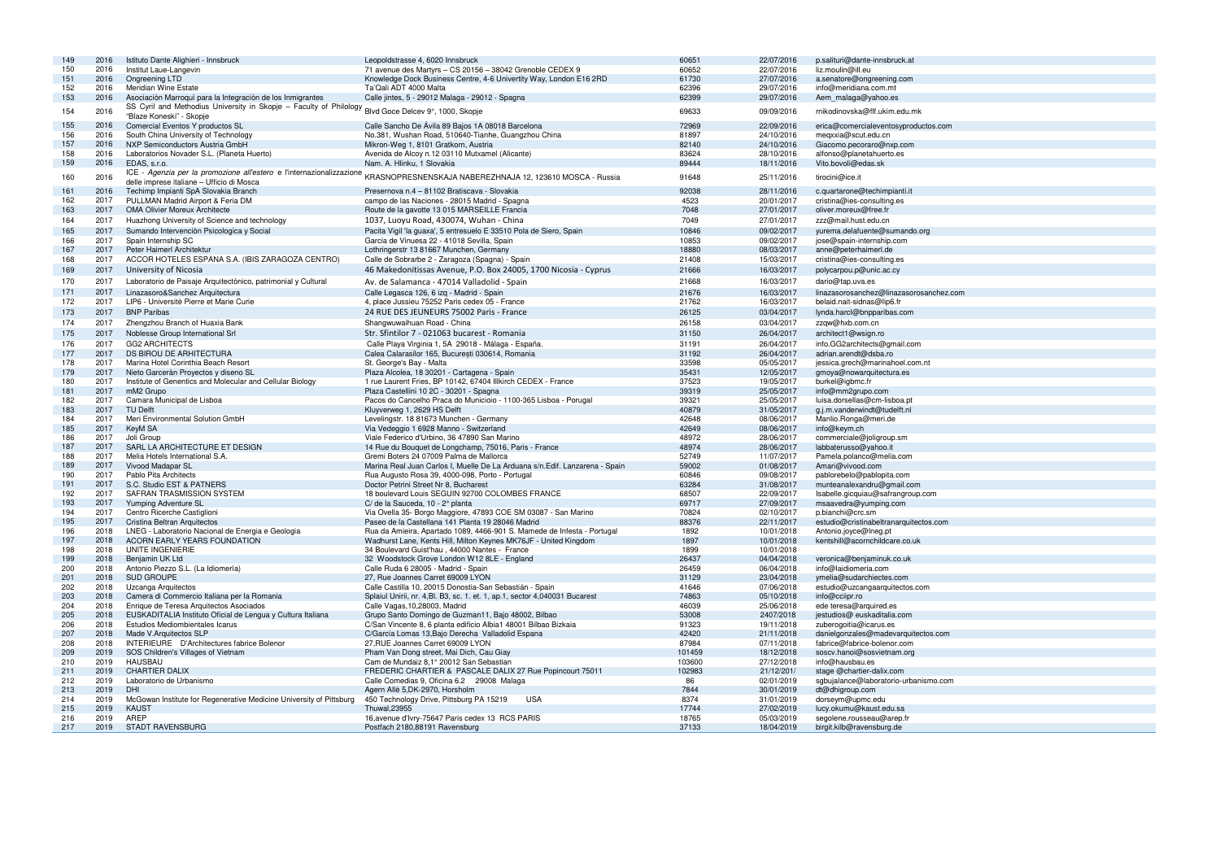| | | | | | | |
|---|---|---|---|---|---|---|
| 149 | 2016 | Istituto Dante Alighieri - Innsbruck | Leopoldstrasse 4, 6020 Innsbruck | 60651 | 22/07/2016 | p.salituri@dante-innsbruck.at |
| 150 | 2016 | Institut Laue-Langevin | 71 avenue des Martyrs – CS 20156 – 38042 Grenoble CEDEX 9 | 60652 | 22/07/2016 | liz.moulin@ill.eu |
| 151 | 2016 | Ongreening LTD | Knowledge Dock Business Centre, 4-6 Univertity Way, London E16 2RD | 61730 | 27/07/2016 | a.senatore@ongreening.com |
| 152 | 2016 | Meridian Wine Estate | Ta'Qali ADT 4000 Malta | 62396 | 29/07/2016 | info@meridiana.com.mt |
| 153 | 2016 | Asociaciòn Marroqui para la Integraciòn de los Inmigrantes | Calle jintes, 5 - 29012 Malaga - 29012 - Spagna | 62399 | 29/07/2016 | Aem_malaga@yahoo.es |
| 154 | 2016 | SS Cyril and Methodius University in Skopje – Faculty of Philology "Blaze Koneski" - Skopje | Blvd Goce Delcev 9°, 1000, Skopje | 69633 | 09/09/2016 | rnikodinovska@flf.ukim.edu.mk |
| 155 | 2016 | Comercial Eventos Y productos SL | Calle Sancho De Ávila 89 Bajos 1A 08018 Barcelona | 72969 | 22/09/2016 | erica@comercialeventosyproductos.com |
| 156 | 2016 | South China University of Technology | No.381, Wushan Road, 510640-Tianhe, Guangzhou China | 81897 | 24/10/2016 | meqxxia@scut.edu.cn |
| 157 | 2016 | NXP Semiconductors Austria GmbH | Mikron-Weg 1, 8101 Gratkorn, Austria | 82140 | 24/10/2016 | Giacomo.pecoraro@nxp.com |
| 158 | 2016 | Laboratorios Novader S.L. (Planeta Huerto) | Avenida de Alcoy n.12 03110 Mutxamel (Alicante) | 83624 | 28/10/2016 | alfonso@planetahuerto.es |
| 159 | 2016 | EDAS, s.r.o. | Nam. A. Hlinku, 1 Slovakia | 89444 | 18/11/2016 | Vito.bovoli@edas.sk |
| 160 | 2016 | ICE - *Agenzia per la promozione all'estero* e l'internazionalizzazione delle imprese italiane – Ufficio di Mosca | KRASNOPRESNENSKAJA NABEREZHNAJA 12, 123610 MOSCA - Russia | 91648 | 25/11/2016 | tirocini@ice.it |
| 161 | 2016 | Techimp Impianti SpA Slovakia Branch | Presernova n.4 – 81102 Bratiscava - Slovakia | 92038 | 28/11/2016 | c.quartarone@techimpianti.it |
| 162 | 2017 | PULLMAN Madrid Airport & Feria DM | campo de las Naciones - 28015 Madrid - Spagna | 4523 | 20/01/2017 | cristina@ies-consulting.es |
| 163 | 2017 | OMA Olivier Moreux Architecte | Route de la gavotte 13 015 MARSEILLE Francia | 7048 | 27/01/2017 | oliver.moreux@free.fr |
| 164 | 2017 | Huazhong University of Science and technology | 1037, Luoyu Road, 430074, Wuhan - China | 7049 | 27/01/2017 | zzz@mail.hust.edu.cn |
| 165 | 2017 | Sumando Intervenciòn Psicologica y Social | Pacita Vigil 'la guaxa', 5 entresuelo E 33510 Pola de Siero, Spain | 10846 | 09/02/2017 | yurema.delafuente@sumando.org |
| 166 | 2017 | Spain Internship SC | Garcia de Vinuesa 22 - 41018 Sevilla, Spain | 10853 | 09/02/2017 | jose@spain-internship.com |
| 167 | 2017 | Peter Haimerl Architektur | Lothringerstr 13 81667 Munchen, Germany | 18880 | 08/03/2017 | anne@peterhaimerl.de |
| 168 | 2017 | ACCOR HOTELES ESPANA S.A. (IBIS ZARAGOZA CENTRO) | Calle de Sobrarbe 2 - Zaragoza (Spagna) - Spain | 21408 | 15/03/2017 | cristina@ies-consulting.es |
| 169 | 2017 | University of Nicosia | 46 Makedonitissas Avenue, P.O. Box 24005, 1700 Nicosia - Cyprus | 21666 | 16/03/2017 | polycarpou.p@unic.ac.cy |
| 170 | 2017 | Laboratorio de Paisaje Arquitectònico, patrimonial y Cultural | Av. de Salamanca - 47014 Valladolid - Spain | 21668 | 16/03/2017 | dario@tap.uva.es |
| 171 | 2017 | Linazasoro&Sanchez Arquitectura | Calle Legasca 126, 6 izq - Madrid - Spain | 21676 | 16/03/2017 | linazasorosanchez@linazasorosanchez.com |
| 172 | 2017 | LIP6 - Université Pierre et Marie Curie | 4, place Jussieu 75252 Paris cedex 05 - France | 21762 | 16/03/2017 | belaid.nait-sidnas@lip6.fr |
| 173 | 2017 | BNP Paribas | 24 RUE DES JEUNEURS 75002 Paris - France | 26125 | 03/04/2017 | lynda.harcl@bnpparibas.com |
| 174 | 2017 | Zhengzhou Branch of Huaxia Bank | Shangwuwaihuan Road - China | 26158 | 03/04/2017 | zzqw@hxb.com.cn |
| 175 | 2017 | Noblesse Group International Srl | Str. Sfintilor 7 - 021063 bucarest - Romania | 31150 | 26/04/2017 | architect1@wsign.ro |
| 176 | 2017 | GG2 ARCHITECTS | Calle Playa Virginia 1, 5A 29018 - Málaga - España. | 31191 | 26/04/2017 | info.GG2architects@gmail.com |
| 177 | 2017 | DS BIROU DE ARHITECTURA | Calea Calarasilor 165, București 030614, Romania | 31192 | 26/04/2017 | adrian.arendt@dsba.ro |
| 178 | 2017 | Marina Hotel Corinthia Beach Resort | St. George's Bay - Malta | 33598 | 05/05/2017 | jessica.grech@marinahoel.com.nt |
| 179 | 2017 | Nieto Garceràn Proyectos y diseno SL | Plaza Alcolea, 18 30201 - Cartagena - Spain | 35431 | 12/05/2017 | gmoya@nowarquitectura.es |
| 180 | 2017 | Institute of Genentics and Molecular and Cellular Biology | 1 rue Laurent Fries, BP 10142, 67404 Illkirch CEDEX - France | 37523 | 19/05/2017 | burkel@igbmc.fr |
| 181 | 2017 | mM2 Grupo | Plaza Castellini 10 2C - 30201 - Spagna | 39319 | 25/05/2017 | info@mm2grupo.com |
| 182 | 2017 | Camara Municipal de Lisboa | Pacos do Cancelho Praca do Municioio - 1100-365 Lisboa - Porugal | 39321 | 25/05/2017 | luisa.dorsellas@cm-lisboa.pt |
| 183 | 2017 | TU Delft | Kluyverweg 1, 2629 HS Delft | 40879 | 31/05/2017 | g.j.m.vanderwindt@tudelft.nl |
| 184 | 2017 | Meri Environmental Solution GmbH | Levelingstr. 18 81673 Munchen - Germany | 42648 | 08/06/2017 | Manlio.Ronga@meri.de |
| 185 | 2017 | KeyM SA | Via Vedeggio 1 6928 Manno - Switzerland | 42649 | 08/06/2017 | info@keym.ch |
| 186 | 2017 | Joli Group | Viale Federico d'Urbino, 36 47890 San Marino | 48972 | 28/06/2017 | commerciale@joligroup.sm |
| 187 | 2017 | SARL LA ARCHITECTURE ET DESIGN | 14 Rue du Bouquet de Longchamp, 75016, Paris - France | 48974 | 28/06/2017 | labbaterusso@yahoo.it |
| 188 | 2017 | Melia Hotels International S.A. | Gremi Boters 24 07009 Palma de Mallorca | 52749 | 11/07/2017 | Pamela.polanco@melia.com |
| 189 | 2017 | Vivood Madapar SL | Marina Real Juan Carlos I, Muelle De La Arduana s/n.Edif. Lanzarena - Spain | 59002 | 01/08/2017 | Amari@vivood.com |
| 190 | 2017 | Pablo Pita Architects | Rua Augusto Rosa 39, 4000-098, Porto - Portugal | 60846 | 09/08/2017 | pablorebelo@pablopita.com |
| 191 | 2017 | S.C. Studio EST & PATNERS | Doctor Petrini Street Nr 8, Bucharest | 63284 | 31/08/2017 | munteanalexandru@gmail.com |
| 192 | 2017 | SAFRAN TRASMISSION SYSTEM | 18 boulevard Louis SEGUIN 92700 COLOMBES FRANCE | 68507 | 22/09/2017 | Isabelle.gicquiau@safrangroup.com |
| 193 | 2017 | Yumping Adventure SL | C/ de la Sauceda, 10 - 2° planta | 69717 | 27/09/2017 | msaavedra@yumping.com |
| 194 | 2017 | Centro Ricerche Castiglioni | Via Ovella 35- Borgo Maggiore, 47893 COE SM 03087 - San Marino | 70824 | 02/10/2017 | p.bianchi@crc.sm |
| 195 | 2017 | Cristina Beltran Arquitectos | Paseo de la Castellana 141 Planta 19 28046 Madrid | 88376 | 22/11/2017 | estudio@cristinabeltranarquitectos.com |
| 196 | 2018 | LNEG - Laboratorio Nacional de Energia e Geologia | Rua da Amieira, Apartado 1089, 4466-901 S. Mamede de Infesta - Portugal | 1892 | 10/01/2018 | Antonio.joyce@lneg.pt |
| 197 | 2018 | ACORN EARLY YEARS FOUNDATION | Wadhurst Lane, Kents Hill, Milton Keynes MK76JF - United Kingdom | 1897 | 10/01/2018 | kentshill@acornchildcare.co.uk |
| 198 | 2018 | UNITE INGENIERIE | 34 Boulevard Guist'hau , 44000 Nantes - France | 1899 | 10/01/2018 | |
| 199 | 2018 | Benjamin UK Ltd | 32 Woodstock Grove London W12 8LE - England | 26437 | 04/04/2018 | veronica@benjaminuk.co.uk |
| 200 | 2018 | Antonio Piezzo S.L. (La Idiomeria) | Calle Ruda 6 28005 - Madrid - Spain | 26459 | 06/04/2018 | info@laidiomeria.com |
| 201 | 2018 | SUD GROUPE | 27, Rue Joannes Carret 69009 LYON | 31129 | 23/04/2018 | ymelia@sudarchiectes.com |
| 202 | 2018 | Uzcanga Arquitectos | Calle Castilla 10, 20015 Donostia-San Sebastián - Spain | 41646 | 07/06/2018 | estudio@uzcangaarquitectos.com |
| 203 | 2018 | Camera di Commercio Italiana per la Romania | Splaiul Unirii, nr. 4,Bl. B3, sc. 1. et. 1, ap.1, sector 4,040031 Bucarest | 74863 | 05/10/2018 | info@cciipr.ro |
| 204 | 2018 | Enrique de Teresa Arquitectos Asociados | Calle Vagas,10,28003, Madrid | 46039 | 25/06/2018 | ede teresa@arquired.es |
| 205 | 2018 | EUSKADITALIA Instituto Oficial de Lengua y Cultura Italiana | Grupo Santo Domingo de Guzman11, Bajo 48002, Bilbao | 53008 | 2407/2018 | jestudios@ euskaditalia.com |
| 206 | 2018 | Estudios Mediombientales Icarus | C/San Vincente 8, 6 planta edificio Albia1 48001 Bilbao Bizkaia | 91323 | 19/11/2018 | zuberogoitia@icarus.es |
| 207 | 2018 | Made V.Arquitectos SLP | C/Garcia Lomas 13,Bajo Derecha Valladolid Espana | 42420 | 21/11/2018 | danielgonzales@madevarquitectos.com |
| 208 | 2018 | INTERIEURE D'Architectures fabrice Bolenor | 27,RUE Joannes Carret 69009 LYON | 87984 | 07/11/2018 | fabrice@fabrice-bolenor.com |
| 209 | 2019 | SOS Children's Villages of Vietnam | Pham Van Dong street, Mai Dich, Cau Giay | 101459 | 18/12/2018 | soscv.hanoi@sosvietnam.org |
| 210 | 2019 | HAUSBAU | Cam de Mundaiz 8,1° 20012 San Sebastian | 103600 | 27/12/2018 | info@hausbau.es |
| 211 | 2019 | CHARTIER DALIX | FREDERIC CHARTIER & PASCALE DALIX 27 Rue Popincourt 75011 | 102983 | 21/12/201/ | stage @chartier-dalix.com |
| 212 | 2019 | Laboratorio de Urbanismo | Calle Comedias 9, Oficina 6.2 29008 Malaga | 86 | 02/01/2019 | sgbujalance@laboratorio-urbanismo.com |
| 213 | 2019 | DHI | Agern Allè 5,DK-2970, Horsholm | 7844 | 30/01/2019 | dt@dhigroup.com |
| 214 | 2019 | McGowan Institute for Regenerative Medicine University of Pittsburg | 450 Technology Drive, Pittsburg PA 15219 USA | 8374 | 31/01/2019 | dorseym@upmc.edu |
| 215 | 2019 | KAUST | Thuwal,23955 | 17744 | 27/02/2019 | lucy.okumu@kaust.edu.sa |
| 216 | 2019 | AREP | 16,avenue d'Ivry-75647 Paris cedex 13 RCS PARIS | 18765 | 05/03/2019 | segolene.rousseau@arep.fr |
| 217 | 2019 | STADT RAVENSBURG | Postfach 2180,88191 Ravensburg | 37133 | 18/04/2019 | birgit.kilb@ravensburg.de |